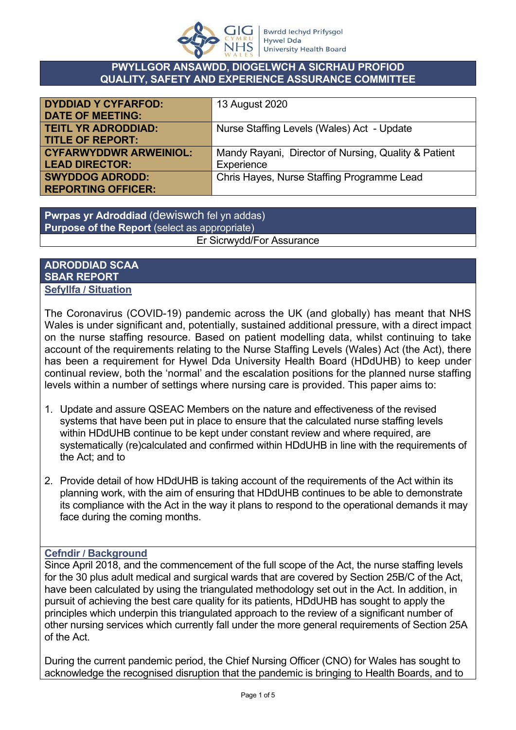**PWYLLGOR ANSAWDD, DIOGELWCH A SICRHAU PROFIOD**
**QUALITY, SAFETY AND EXPERIENCE ASSURANCE COMMITTEE**

| | |
|---|---|
| **DYDDIAD Y CYFARFOD:** **DATE OF MEETING:** | 13 August 2020 |
| **TEITL YR ADRODDIAD:** **TITLE OF REPORT:** | Nurse Staffing Levels (Wales) Act - Update |
| **CYFARWYDDWR ARWEINIOL:** **LEAD DIRECTOR:** | Mandy Rayani, Director of Nursing, Quality & Patient Experience |
| **SWYDDOG ADRODD:** **REPORTING OFFICER:** | Chris Hayes, Nurse Staffing Programme Lead |

**Pwrpas yr Adroddiad** (dewiswch fel yn addas)
**Purpose of the Report** (select as appropriate)

Er Sicrwydd/For Assurance

**ADRODDIAD SCAA**
**SBAR REPORT**

## Sefyllfa / Situation

The Coronavirus (COVID-19) pandemic across the UK (and globally) has meant that NHS Wales is under significant and, potentially, sustained additional pressure, with a direct impact on the nurse staffing resource. Based on patient modelling data, whilst continuing to take account of the requirements relating to the Nurse Staffing Levels (Wales) Act (the Act), there has been a requirement for Hywel Dda University Health Board (HDdUHB) to keep under continual review, both the 'normal' and the escalation positions for the planned nurse staffing levels within a number of settings where nursing care is provided. This paper aims to:

1. Update and assure QSEAC Members on the nature and effectiveness of the revised systems that have been put in place to ensure that the calculated nurse staffing levels within HDdUHB continue to be kept under constant review and where required, are systematically (re)calculated and confirmed within HDdUHB in line with the requirements of the Act; and to

2. Provide detail of how HDdUHB is taking account of the requirements of the Act within its planning work, with the aim of ensuring that HDdUHB continues to be able to demonstrate its compliance with the Act in the way it plans to respond to the operational demands it may face during the coming months.

## Cefndir / Background

Since April 2018, and the commencement of the full scope of the Act, the nurse staffing levels for the 30 plus adult medical and surgical wards that are covered by Section 25B/C of the Act, have been calculated by using the triangulated methodology set out in the Act. In addition, in pursuit of achieving the best care quality for its patients, HDdUHB has sought to apply the principles which underpin this triangulated approach to the review of a significant number of other nursing services which currently fall under the more general requirements of Section 25A of the Act.

During the current pandemic period, the Chief Nursing Officer (CNO) for Wales has sought to acknowledge the recognised disruption that the pandemic is bringing to Health Boards, and to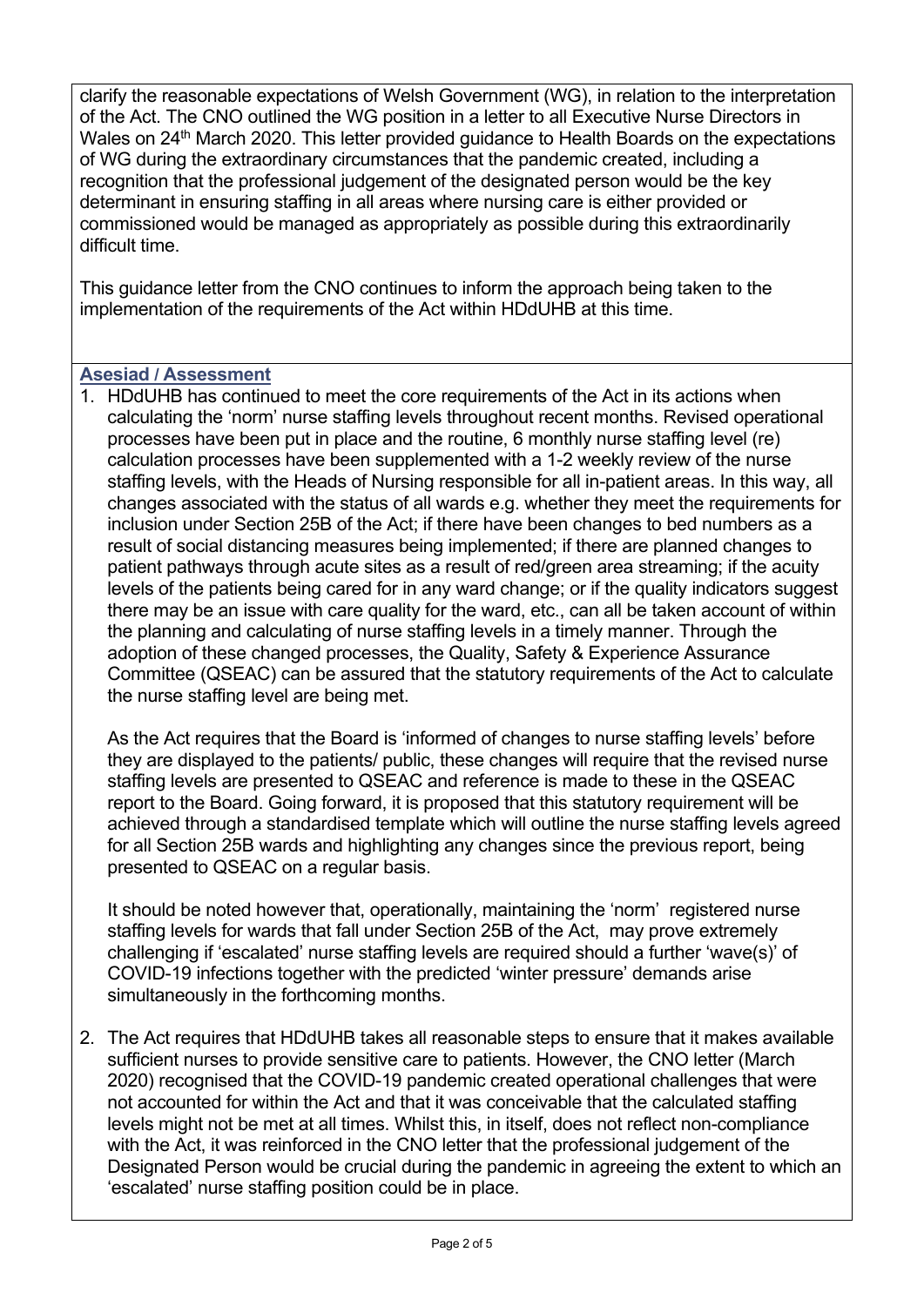clarify the reasonable expectations of Welsh Government (WG), in relation to the interpretation of the Act. The CNO outlined the WG position in a letter to all Executive Nurse Directors in Wales on 24th March 2020. This letter provided guidance to Health Boards on the expectations of WG during the extraordinary circumstances that the pandemic created, including a recognition that the professional judgement of the designated person would be the key determinant in ensuring staffing in all areas where nursing care is either provided or commissioned would be managed as appropriately as possible during this extraordinarily difficult time.

This guidance letter from the CNO continues to inform the approach being taken to the implementation of the requirements of the Act within HDdUHB at this time.

**Asesiad / Assessment**

1. HDdUHB has continued to meet the core requirements of the Act in its actions when calculating the 'norm' nurse staffing levels throughout recent months. Revised operational processes have been put in place and the routine, 6 monthly nurse staffing level (re) calculation processes have been supplemented with a 1-2 weekly review of the nurse staffing levels, with the Heads of Nursing responsible for all in-patient areas. In this way, all changes associated with the status of all wards e.g. whether they meet the requirements for inclusion under Section 25B of the Act; if there have been changes to bed numbers as a result of social distancing measures being implemented; if there are planned changes to patient pathways through acute sites as a result of red/green area streaming; if the acuity levels of the patients being cared for in any ward change; or if the quality indicators suggest there may be an issue with care quality for the ward, etc., can all be taken account of within the planning and calculating of nurse staffing levels in a timely manner. Through the adoption of these changed processes, the Quality, Safety & Experience Assurance Committee (QSEAC) can be assured that the statutory requirements of the Act to calculate the nurse staffing level are being met.

   As the Act requires that the Board is 'informed of changes to nurse staffing levels' before they are displayed to the patients/ public, these changes will require that the revised nurse staffing levels are presented to QSEAC and reference is made to these in the QSEAC report to the Board. Going forward, it is proposed that this statutory requirement will be achieved through a standardised template which will outline the nurse staffing levels agreed for all Section 25B wards and highlighting any changes since the previous report, being presented to QSEAC on a regular basis.

   It should be noted however that, operationally, maintaining the 'norm' registered nurse staffing levels for wards that fall under Section 25B of the Act, may prove extremely challenging if 'escalated' nurse staffing levels are required should a further 'wave(s)' of COVID-19 infections together with the predicted 'winter pressure' demands arise simultaneously in the forthcoming months.

2. The Act requires that HDdUHB takes all reasonable steps to ensure that it makes available sufficient nurses to provide sensitive care to patients. However, the CNO letter (March 2020) recognised that the COVID-19 pandemic created operational challenges that were not accounted for within the Act and that it was conceivable that the calculated staffing levels might not be met at all times. Whilst this, in itself, does not reflect non-compliance with the Act, it was reinforced in the CNO letter that the professional judgement of the Designated Person would be crucial during the pandemic in agreeing the extent to which an 'escalated' nurse staffing position could be in place.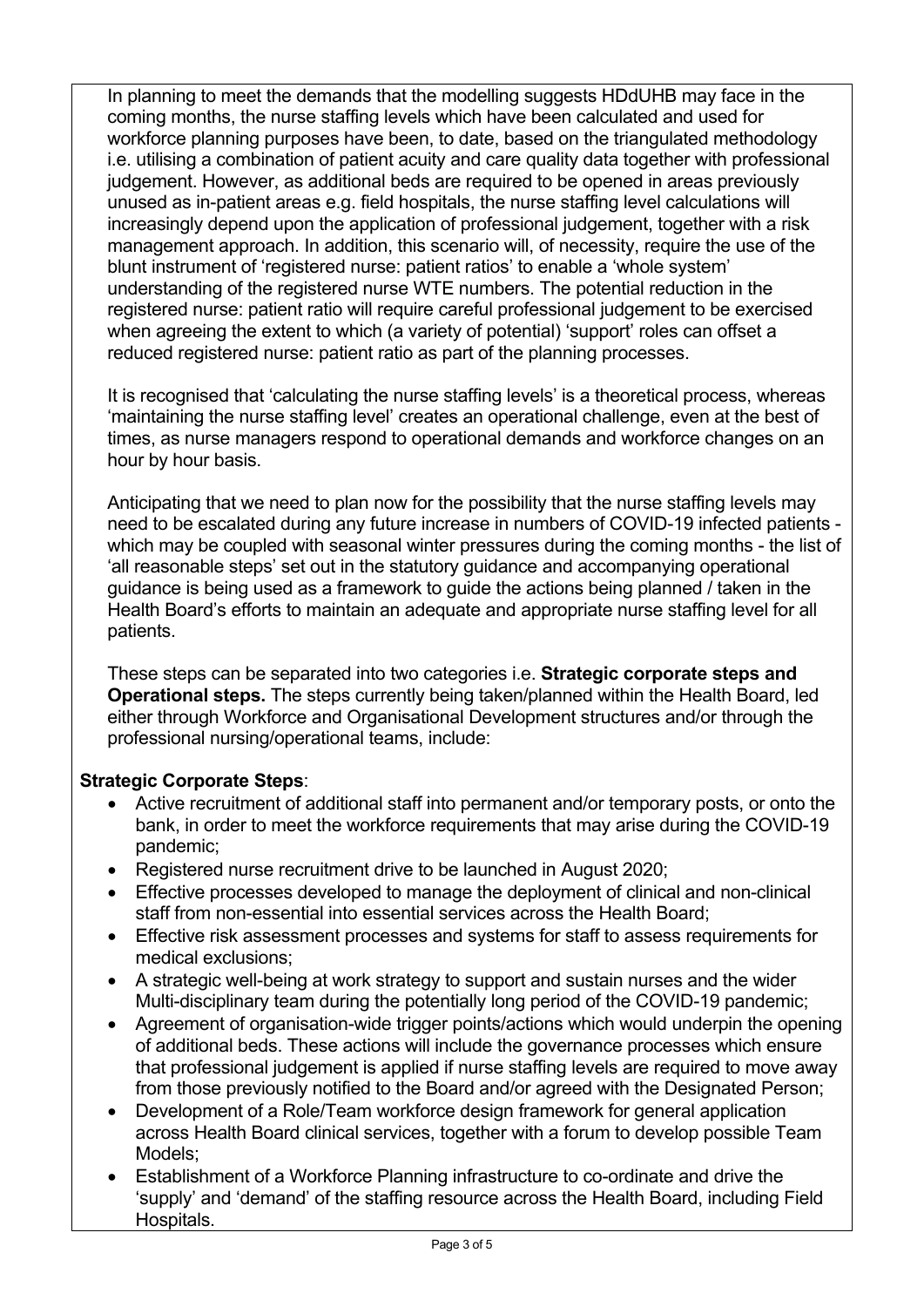In planning to meet the demands that the modelling suggests HDdUHB may face in the coming months, the nurse staffing levels which have been calculated and used for workforce planning purposes have been, to date, based on the triangulated methodology i.e. utilising a combination of patient acuity and care quality data together with professional judgement. However, as additional beds are required to be opened in areas previously unused as in-patient areas e.g. field hospitals, the nurse staffing level calculations will increasingly depend upon the application of professional judgement, together with a risk management approach. In addition, this scenario will, of necessity, require the use of the blunt instrument of 'registered nurse: patient ratios' to enable a 'whole system' understanding of the registered nurse WTE numbers. The potential reduction in the registered nurse: patient ratio will require careful professional judgement to be exercised when agreeing the extent to which (a variety of potential) 'support' roles can offset a reduced registered nurse: patient ratio as part of the planning processes.

It is recognised that 'calculating the nurse staffing levels' is a theoretical process, whereas 'maintaining the nurse staffing level' creates an operational challenge, even at the best of times, as nurse managers respond to operational demands and workforce changes on an hour by hour basis.

Anticipating that we need to plan now for the possibility that the nurse staffing levels may need to be escalated during any future increase in numbers of COVID-19 infected patients - which may be coupled with seasonal winter pressures during the coming months - the list of 'all reasonable steps' set out in the statutory guidance and accompanying operational guidance is being used as a framework to guide the actions being planned / taken in the Health Board's efforts to maintain an adequate and appropriate nurse staffing level for all patients.

These steps can be separated into two categories i.e. **Strategic corporate steps and Operational steps.** The steps currently being taken/planned within the Health Board, led either through Workforce and Organisational Development structures and/or through the professional nursing/operational teams, include:

**Strategic Corporate Steps**:

- Active recruitment of additional staff into permanent and/or temporary posts, or onto the bank, in order to meet the workforce requirements that may arise during the COVID-19 pandemic;
- Registered nurse recruitment drive to be launched in August 2020;
- Effective processes developed to manage the deployment of clinical and non-clinical staff from non-essential into essential services across the Health Board;
- Effective risk assessment processes and systems for staff to assess requirements for medical exclusions;
- A strategic well-being at work strategy to support and sustain nurses and the wider Multi-disciplinary team during the potentially long period of the COVID-19 pandemic;
- Agreement of organisation-wide trigger points/actions which would underpin the opening of additional beds. These actions will include the governance processes which ensure that professional judgement is applied if nurse staffing levels are required to move away from those previously notified to the Board and/or agreed with the Designated Person;
- Development of a Role/Team workforce design framework for general application across Health Board clinical services, together with a forum to develop possible Team Models;
- Establishment of a Workforce Planning infrastructure to co-ordinate and drive the 'supply' and 'demand' of the staffing resource across the Health Board, including Field Hospitals.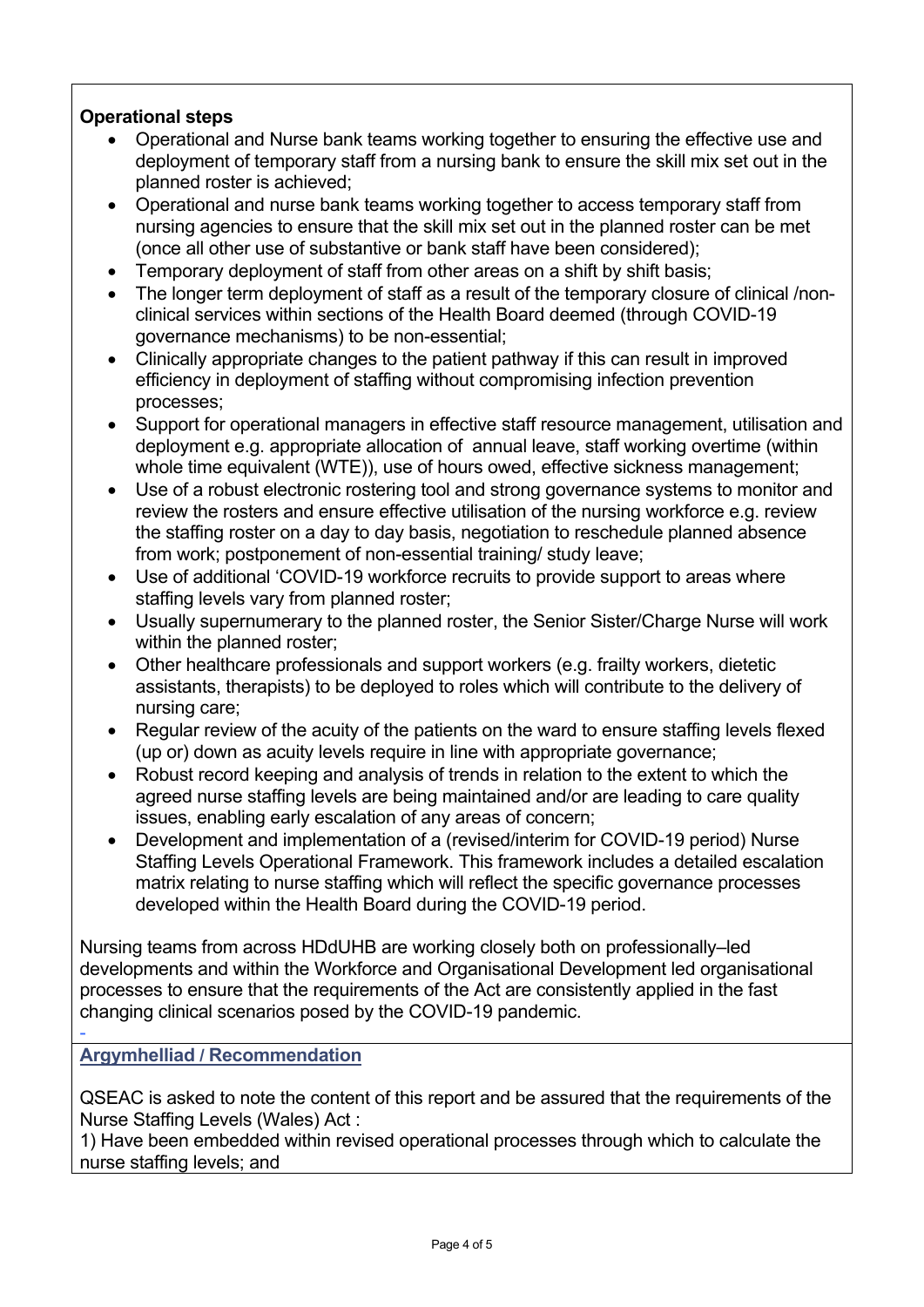**Operational steps**

- Operational and Nurse bank teams working together to ensuring the effective use and deployment of temporary staff from a nursing bank to ensure the skill mix set out in the planned roster is achieved;
- Operational and nurse bank teams working together to access temporary staff from nursing agencies to ensure that the skill mix set out in the planned roster can be met (once all other use of substantive or bank staff have been considered);
- Temporary deployment of staff from other areas on a shift by shift basis;
- The longer term deployment of staff as a result of the temporary closure of clinical /non-clinical services within sections of the Health Board deemed (through COVID-19 governance mechanisms) to be non-essential;
- Clinically appropriate changes to the patient pathway if this can result in improved efficiency in deployment of staffing without compromising infection prevention processes;
- Support for operational managers in effective staff resource management, utilisation and deployment e.g. appropriate allocation of annual leave, staff working overtime (within whole time equivalent (WTE)), use of hours owed, effective sickness management;
- Use of a robust electronic rostering tool and strong governance systems to monitor and review the rosters and ensure effective utilisation of the nursing workforce e.g. review the staffing roster on a day to day basis, negotiation to reschedule planned absence from work; postponement of non-essential training/ study leave;
- Use of additional 'COVID-19 workforce recruits to provide support to areas where staffing levels vary from planned roster;
- Usually supernumerary to the planned roster, the Senior Sister/Charge Nurse will work within the planned roster;
- Other healthcare professionals and support workers (e.g. frailty workers, dietetic assistants, therapists) to be deployed to roles which will contribute to the delivery of nursing care;
- Regular review of the acuity of the patients on the ward to ensure staffing levels flexed (up or) down as acuity levels require in line with appropriate governance;
- Robust record keeping and analysis of trends in relation to the extent to which the agreed nurse staffing levels are being maintained and/or are leading to care quality issues, enabling early escalation of any areas of concern;
- Development and implementation of a (revised/interim for COVID-19 period) Nurse Staffing Levels Operational Framework. This framework includes a detailed escalation matrix relating to nurse staffing which will reflect the specific governance processes developed within the Health Board during the COVID-19 period.

Nursing teams from across HDdUHB are working closely both on professionally–led developments and within the Workforce and Organisational Development led organisational processes to ensure that the requirements of the Act are consistently applied in the fast changing clinical scenarios posed by the COVID-19 pandemic.

## Argymhelliad / Recommendation

QSEAC is asked to note the content of this report and be assured that the requirements of the Nurse Staffing Levels (Wales) Act :

1) Have been embedded within revised operational processes through which to calculate the nurse staffing levels; and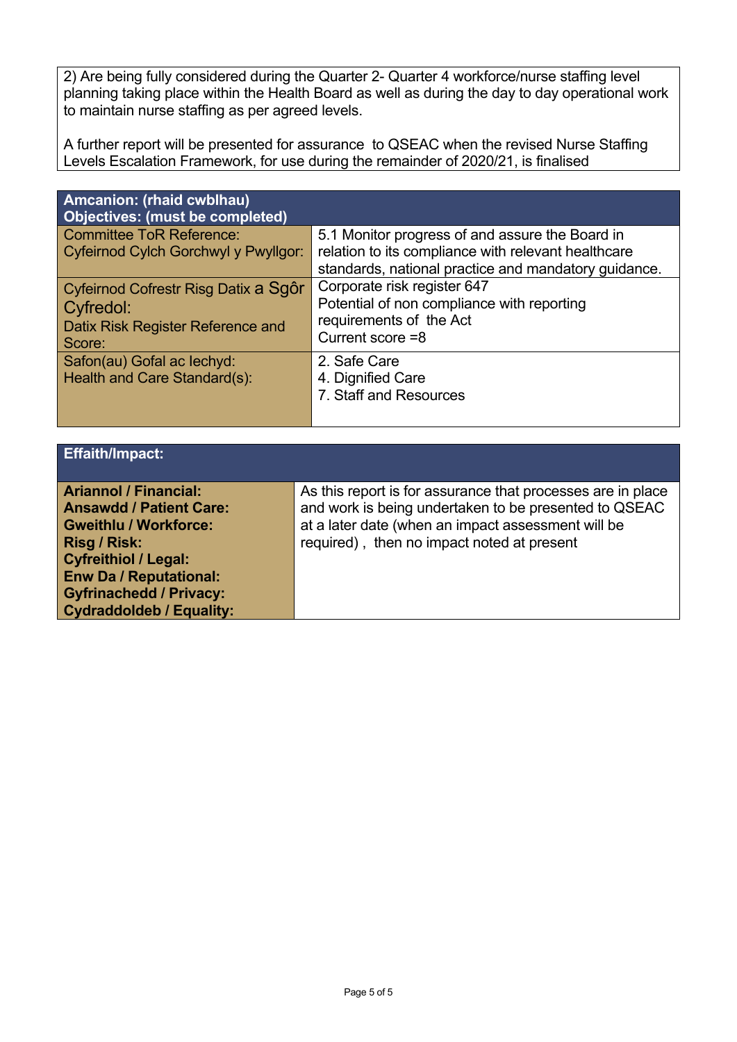2) Are being fully considered during the Quarter 2- Quarter 4 workforce/nurse staffing level planning taking place within the Health Board as well as during the day to day operational work to maintain nurse staffing as per agreed levels.

A further report will be presented for assurance to QSEAC when the revised Nurse Staffing Levels Escalation Framework, for use during the remainder of 2020/21, is finalised

| **Amcanion: (rhaid cwblhau)**<br>**Objectives: (must be completed)** | |
|---|---|
| Committee ToR Reference:<br>Cyfeirnod Cylch Gorchwyl y Pwyllgor: | 5.1 Monitor progress of and assure the Board in relation to its compliance with relevant healthcare standards, national practice and mandatory guidance. |
| Cyfeirnod Cofrestr Risg Datix a Sgôr Cyfredol:<br>Datix Risk Register Reference and Score: | Corporate risk register 647<br>Potential of non compliance with reporting requirements of the Act<br>Current score =8 |
| Safon(au) Gofal ac Iechyd:<br>Health and Care Standard(s): | 2. Safe Care<br>4. Dignified Care<br>7. Staff and Resources |

| **Effaith/Impact:** | |
|---|---|
| **Ariannol / Financial:**<br>**Ansawdd / Patient Care:**<br>**Gweithlu / Workforce:**<br>**Risg / Risk:**<br>**Cyfreithiol / Legal:**<br>**Enw Da / Reputational:**<br>**Gyfrinachedd / Privacy:**<br>**Cydraddoldeb / Equality:** | As this report is for assurance that processes are in place and work is being undertaken to be presented to QSEAC at a later date (when an impact assessment will be required) , then no impact noted at present |